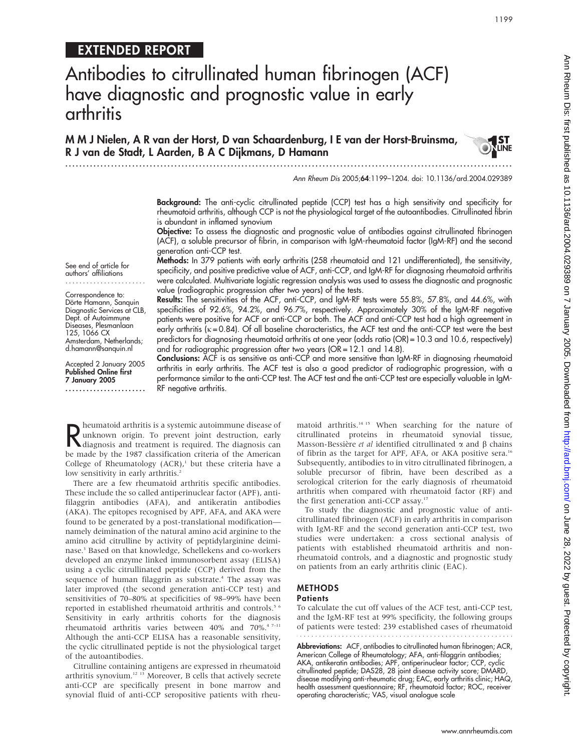EXTENDED REPORT

# Antibodies to citrullinated human fibrinogen (ACF) have diagnostic and prognostic value in early arthritis

**M M J Nielen, A R van der Horst, D van Schaardenburg, I E van der Horst-Bruinsma, R J van de Stadt, L Aarden, B A C Dijkmans, D Hamann**

Ann Rheum Dis 2005;**64**:1199–1204. doi: 10.1136/ard.2004.029389

See end of article for authors' affiliations

Correspondence to: Dörte Hamann, Sanquin Diagnostic Services at CLB, Dept. of Autoimmune Diseases, Plesmanlaan 125, 1066 CX Amsterdam, Netherlands; d.hamann@sanquin.nl

Accepted 2 January 2005
**Published Online first 7 January 2005**

**Background:** The anti-cyclic citrullinated peptide (CCP) test has a high sensitivity and specificity for rheumatoid arthritis, although CCP is not the physiological target of the autoantibodies. Citrullinated fibrin is abundant in inflamed synovium

**Objective:** To assess the diagnostic and prognostic value of antibodies against citrullinated fibrinogen (ACF), a soluble precursor of fibrin, in comparison with IgM-rheumatoid factor (IgM-RF) and the second generation anti-CCP test.

**Methods:** In 379 patients with early arthritis (258 rheumatoid and 121 undifferentiated), the sensitivity, specificity, and positive predictive value of ACF, anti-CCP, and IgM-RF for diagnosing rheumatoid arthritis were calculated. Multivariate logistic regression analysis was used to assess the diagnostic and prognostic value (radiographic progression after two years) of the tests.

**Results:** The sensitivities of the ACF, anti-CCP, and IgM-RF tests were 55.8%, 57.8%, and 44.6%, with specificities of 92.6%, 94.2%, and 96.7%, respectively. Approximately 30% of the IgM-RF negative patients were positive for ACF or anti-CCP or both. The ACF and anti-CCP test had a high agreement in early arthritis (κ = 0.84). Of all baseline characteristics, the ACF test and the anti-CCP test were the best predictors for diagnosing rheumatoid arthritis at one year (odds ratio (OR) = 10.3 and 10.6, respectively) and for radiographic progression after two years (OR = 12.1 and 14.8).

**Conclusions:** ACF is as sensitive as anti-CCP and more sensitive than IgM-RF in diagnosing rheumatoid arthritis in early arthritis. The ACF test is also a good predictor of radiographic progression, with a performance similar to the anti-CCP test. The ACF test and the anti-CCP test are especially valuable in IgM-RF negative arthritis.

Rheumatoid arthritis is a systemic autoimmune disease of unknown origin. To prevent joint destruction, early diagnosis and treatment is required. The diagnosis can be made by the 1987 classification criteria of the American College of Rheumatology (ACR),[1] but these criteria have a low sensitivity in early arthritis.[2]

There are a few rheumatoid arthritis specific antibodies. These include the so called antiperinuclear factor (APF), antifilaggrin antibodies (AFA), and antikeratin antibodies (AKA). The epitopes recognised by APF, AFA, and AKA were found to be generated by a post-translational modification—namely deimination of the natural amino acid arginine to the amino acid citrulline by activity of peptidylarginine deiminase.[3] Based on that knowledge, Schellekens and co-workers developed an enzyme linked immunosorbent assay (ELISA) using a cyclic citrullinated peptide (CCP) derived from the sequence of human filaggrin as substrate.[4] The assay was later improved (the second generation anti-CCP test) and sensitivities of 70–80% at specificities of 98–99% have been reported in established rheumatoid arthritis and controls.[5 6] Sensitivity in early arthritis cohorts for the diagnosis rheumatoid arthritis varies between 40% and 70%.[4 7–11] Although the anti-CCP ELISA has a reasonable sensitivity, the cyclic citrullinated peptide is not the physiological target of the autoantibodies.

Citrulline containing antigens are expressed in rheumatoid arthritis synovium.[12 13] Moreover, B cells that actively secrete anti-CCP are specifically present in bone marrow and synovial fluid of anti-CCP seropositive patients with rheumatoid arthritis.[14 15] When searching for the nature of citrullinated proteins in rheumatoid synovial tissue, Masson-Bessière *et al* identified citrullinated α and β chains of fibrin as the target for APF, AFA, or AKA positive sera.[16] Subsequently, antibodies to in vitro citrullinated fibrinogen, a soluble precursor of fibrin, have been described as a serological criterion for the early diagnosis of rheumatoid arthritis when compared with rheumatoid factor (RF) and the first generation anti-CCP assay.[17]

To study the diagnostic and prognostic value of anti-citrullinated fibrinogen (ACF) in early arthritis in comparison with IgM-RF and the second generation anti-CCP test, two studies were undertaken: a cross sectional analysis of patients with established rheumatoid arthritis and non-rheumatoid controls, and a diagnostic and prognostic study on patients from an early arthritis clinic (EAC).

## METHODS

### Patients

To calculate the cut off values of the ACF test, anti-CCP test, and the IgM-RF test at 99% specificity, the following groups of patients were tested: 239 established cases of rheumatoid

**Abbreviations:** ACF, antibodies to citrullinated human fibrinogen; ACR, American College of Rheumatology; AFA, anti-filaggrin antibodies; AKA, antikeratin antibodies; APF, antiperinuclear factor; CCP, cyclic citrullinated peptide; DAS28, 28 joint disease activity score; DMARD, disease modifying anti-rheumatic drug; EAC, early arthritis clinic; HAQ, health assessment questionnaire; RF, rheumatoid factor; ROC, receiver operating characteristic; VAS, visual analogue scale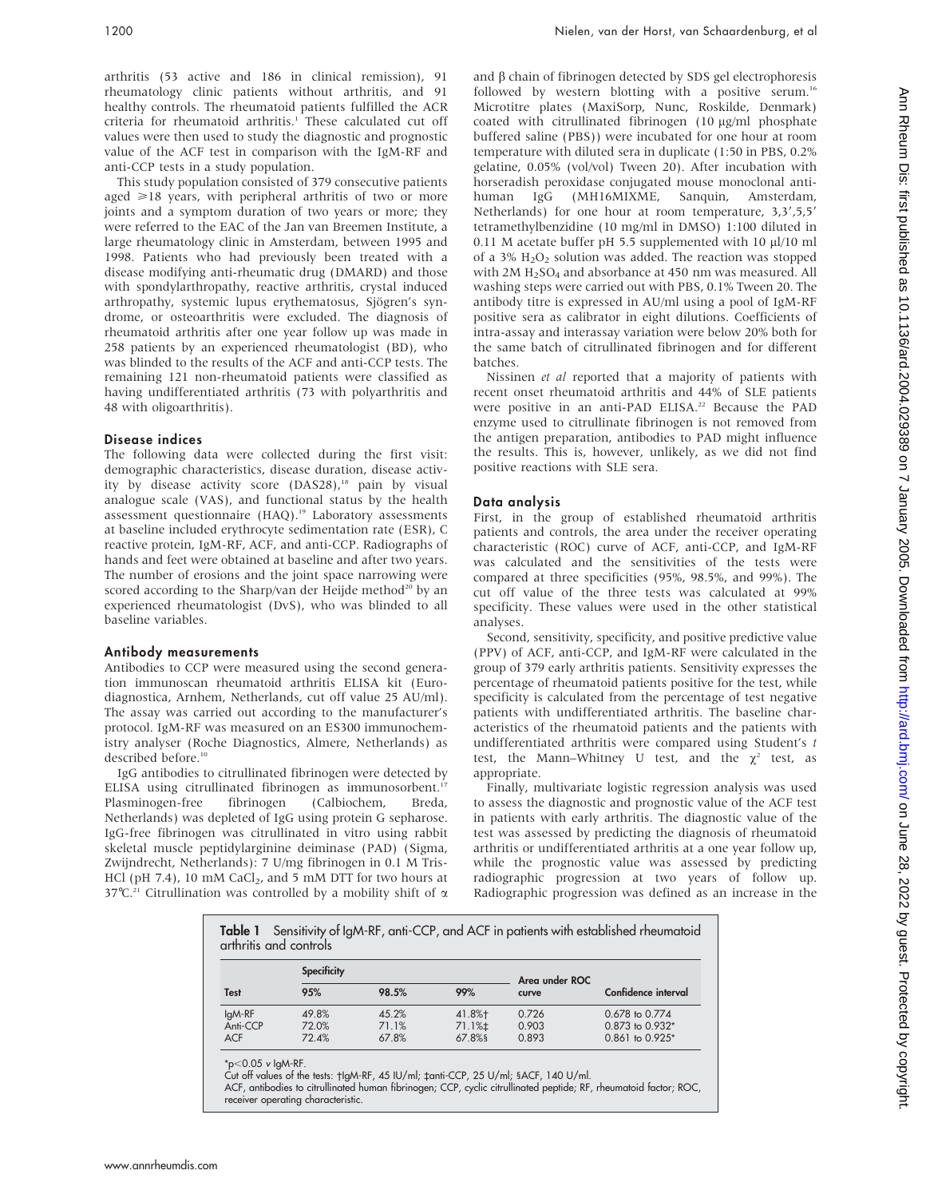arthritis (53 active and 186 in clinical remission), 91 rheumatology clinic patients without arthritis, and 91 healthy controls. The rheumatoid patients fulfilled the ACR criteria for rheumatoid arthritis.[1] These calculated cut off values were then used to study the diagnostic and prognostic value of the ACF test in comparison with the IgM-RF and anti-CCP tests in a study population.

This study population consisted of 379 consecutive patients aged ≥18 years, with peripheral arthritis of two or more joints and a symptom duration of two years or more; they were referred to the EAC of the Jan van Breemen Institute, a large rheumatology clinic in Amsterdam, between 1995 and 1998. Patients who had previously been treated with a disease modifying anti-rheumatic drug (DMARD) and those with spondylarthropathy, reactive arthritis, crystal induced arthropathy, systemic lupus erythematosus, Sjögren's syndrome, or osteoarthritis were excluded. The diagnosis of rheumatoid arthritis after one year follow up was made in 258 patients by an experienced rheumatologist (BD), who was blinded to the results of the ACF and anti-CCP tests. The remaining 121 non-rheumatoid patients were classified as having undifferentiated arthritis (73 with polyarthritis and 48 with oligoarthritis).

### Disease indices

The following data were collected during the first visit: demographic characteristics, disease duration, disease activity by disease activity score (DAS28),[18] pain by visual analogue scale (VAS), and functional status by the health assessment questionnaire (HAQ).[19] Laboratory assessments at baseline included erythrocyte sedimentation rate (ESR), C reactive protein, IgM-RF, ACF, and anti-CCP. Radiographs of hands and feet were obtained at baseline and after two years. The number of erosions and the joint space narrowing were scored according to the Sharp/van der Heijde method[20] by an experienced rheumatologist (DvS), who was blinded to all baseline variables.

### Antibody measurements

Antibodies to CCP were measured using the second generation immunoscan rheumatoid arthritis ELISA kit (Eurodiagnostica, Arnhem, Netherlands, cut off value 25 AU/ml). The assay was carried out according to the manufacturer's protocol. IgM-RF was measured on an ES300 immunochemistry analyser (Roche Diagnostics, Almere, Netherlands) as described before.[10]

IgG antibodies to citrullinated fibrinogen were detected by ELISA using citrullinated fibrinogen as immunosorbent.[17] Plasminogen-free fibrinogen (Calbiochem, Breda, Netherlands) was depleted of IgG using protein G sepharose. IgG-free fibrinogen was citrullinated in vitro using rabbit skeletal muscle peptidylarginine deiminase (PAD) (Sigma, Zwijndrecht, Netherlands): 7 U/mg fibrinogen in 0.1 M Tris-HCl (pH 7.4), 10 mM $CaCl_2$, and 5 mM DTT for two hours at 37°C.[21] Citrullination was controlled by a mobility shift of α and β chain of fibrinogen detected by SDS gel electrophoresis followed by western blotting with a positive serum.[16] Microtitre plates (MaxiSorp, Nunc, Roskilde, Denmark) coated with citrullinated fibrinogen (10 µg/ml phosphate buffered saline (PBS)) were incubated for one hour at room temperature with diluted sera in duplicate (1:50 in PBS, 0.2% gelatine, 0.05% (vol/vol) Tween 20). After incubation with horseradish peroxidase conjugated mouse monoclonal anti-human IgG (MH16MIXME, Sanquin, Amsterdam, Netherlands) for one hour at room temperature, 3,3′,5,5′ tetramethylbenzidine (10 mg/ml in DMSO) 1:100 diluted in 0.11 M acetate buffer pH 5.5 supplemented with 10 µl/10 ml of a 3% $H_2O_2$ solution was added. The reaction was stopped with 2M $H_2SO_4$ and absorbance at 450 nm was measured. All washing steps were carried out with PBS, 0.1% Tween 20. The antibody titre is expressed in AU/ml using a pool of IgM-RF positive sera as calibrator in eight dilutions. Coefficients of intra-assay and interassay variation were below 20% both for the same batch of citrullinated fibrinogen and for different batches.

Nissinen *et al* reported that a majority of patients with recent onset rheumatoid arthritis and 44% of SLE patients were positive in an anti-PAD ELISA.[22] Because the PAD enzyme used to citrullinate fibrinogen is not removed from the antigen preparation, antibodies to PAD might influence the results. This is, however, unlikely, as we did not find positive reactions with SLE sera.

### Data analysis

First, in the group of established rheumatoid arthritis patients and controls, the area under the receiver operating characteristic (ROC) curve of ACF, anti-CCP, and IgM-RF was calculated and the sensitivities of the tests were compared at three specificities (95%, 98.5%, and 99%). The cut off value of the three tests was calculated at 99% specificity. These values were used in the other statistical analyses.

Second, sensitivity, specificity, and positive predictive value (PPV) of ACF, anti-CCP, and IgM-RF were calculated in the group of 379 early arthritis patients. Sensitivity expresses the percentage of rheumatoid patients positive for the test, while specificity is calculated from the percentage of test negative patients with undifferentiated arthritis. The baseline characteristics of the rheumatoid patients and the patients with undifferentiated arthritis were compared using Student's *t* test, the Mann–Whitney U test, and the $\chi^2$ test, as appropriate.

Finally, multivariate logistic regression analysis was used to assess the diagnostic and prognostic value of the ACF test in patients with early arthritis. The diagnostic value of the test was assessed by predicting the diagnosis of rheumatoid arthritis or undifferentiated arthritis at a one year follow up, while the prognostic value was assessed by predicting radiographic progression at two years of follow up. Radiographic progression was defined as an increase in the

**Table 1** Sensitivity of IgM-RF, anti-CCP, and ACF in patients with established rheumatoid arthritis and controls

| Test | Specificity | | | Area under ROC curve | Confidence interval |
|---|---|---|---|---|---|
| | 95% | 98.5% | 99% | | |
| IgM-RF | 49.8% | 45.2% | 41.8%† | 0.726 | 0.678 to 0.774 |
| Anti-CCP | 72.0% | 71.1% | 71.1%‡ | 0.903 | 0.873 to 0.932* |
| ACF | 72.4% | 67.8% | 67.8%§ | 0.893 | 0.861 to 0.925* |

*$p<0.05$ *v* IgM-RF.
Cut off values of the tests: †IgM-RF, 45 IU/ml; ‡anti-CCP, 25 U/ml; §ACF, 140 U/ml.
ACF, antibodies to citrullinated human fibrinogen; CCP, cyclic citrullinated peptide; RF, rheumatoid factor; ROC, receiver operating characteristic.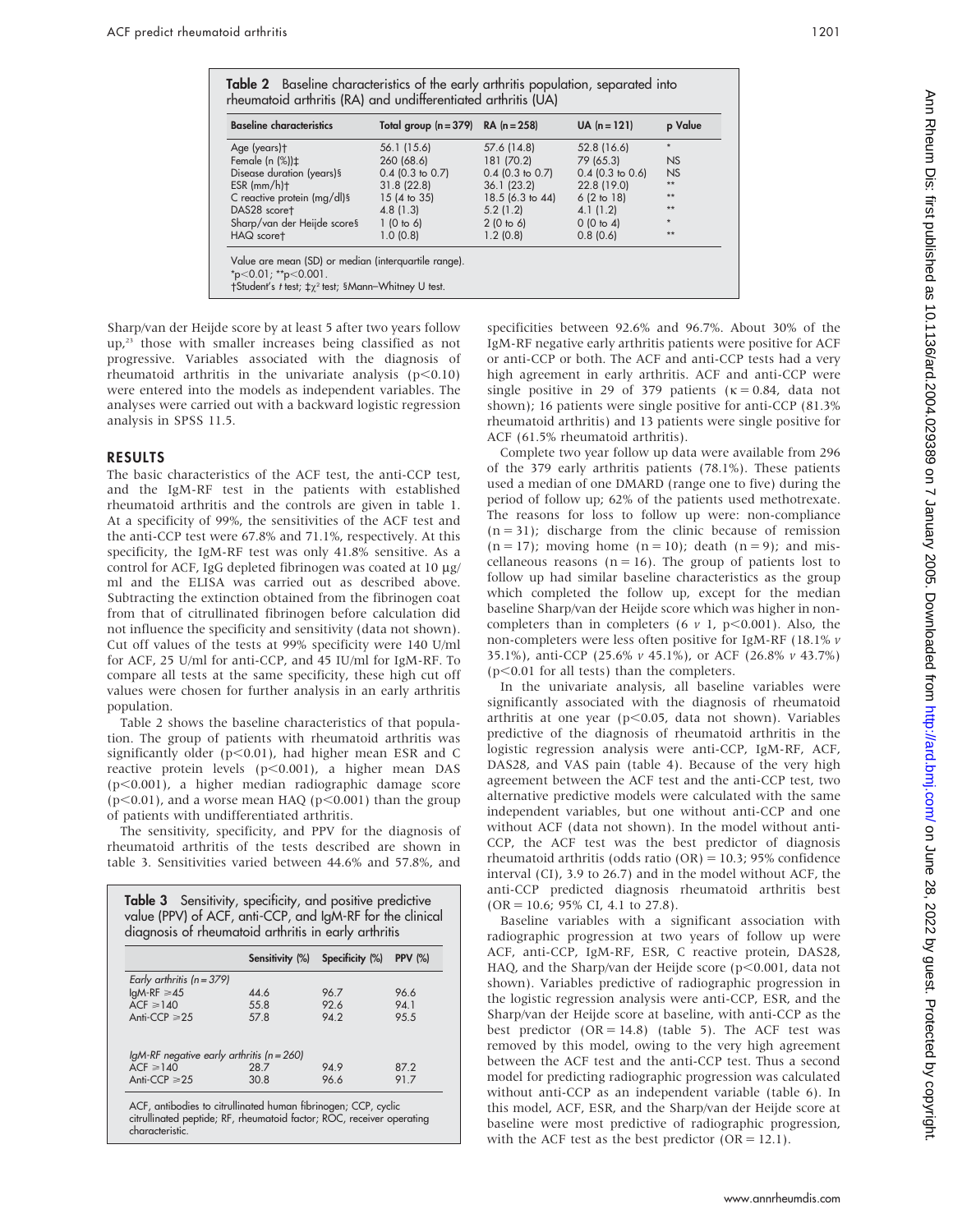**Table 2** Baseline characteristics of the early arthritis population, separated into rheumatoid arthritis (RA) and undifferentiated arthritis (UA)

| Baseline characteristics | Total group (n = 379) | RA (n = 258) | UA (n = 121) | p Value |
|---|---|---|---|---|
| Age (years)† | 56.1 (15.6) | 57.6 (14.8) | 52.8 (16.6) | * |
| Female (n (%))‡ | 260 (68.6) | 181 (70.2) | 79 (65.3) | NS |
| Disease duration (years)§ | 0.4 (0.3 to 0.7) | 0.4 (0.3 to 0.7) | 0.4 (0.3 to 0.6) | NS |
| ESR (mm/h)† | 31.8 (22.8) | 36.1 (23.2) | 22.8 (19.0) | ** |
| C reactive protein (mg/dl)§ | 15 (4 to 35) | 18.5 (6.3 to 44) | 6 (2 to 18) | ** |
| DAS28 score† | 4.8 (1.3) | 5.2 (1.2) | 4.1 (1.2) | ** |
| Sharp/van der Heijde score§ | 1 (0 to 6) | 2 (0 to 6) | 0 (0 to 4) | * |
| HAQ score† | 1.0 (0.8) | 1.2 (0.8) | 0.8 (0.6) | ** |

Value are mean (SD) or median (interquartile range).
*p<0.01; **p<0.001.
†Student's *t* test; ‡$\chi^2$ test; §Mann–Whitney U test.

Sharp/van der Heijde score by at least 5 after two years follow up,[23] those with smaller increases being classified as not progressive. Variables associated with the diagnosis of rheumatoid arthritis in the univariate analysis (p<0.10) were entered into the models as independent variables. The analyses were carried out with a backward logistic regression analysis in SPSS 11.5.

## RESULTS

The basic characteristics of the ACF test, the anti-CCP test, and the IgM-RF test in the patients with established rheumatoid arthritis and the controls are given in table 1. At a specificity of 99%, the sensitivities of the ACF test and the anti-CCP test were 67.8% and 71.1%, respectively. At this specificity, the IgM-RF test was only 41.8% sensitive. As a control for ACF, IgG depleted fibrinogen was coated at 10 µg/ml and the ELISA was carried out as described above. Subtracting the extinction obtained from the fibrinogen coat from that of citrullinated fibrinogen before calculation did not influence the specificity and sensitivity (data not shown). Cut off values of the tests at 99% specificity were 140 U/ml for ACF, 25 U/ml for anti-CCP, and 45 IU/ml for IgM-RF. To compare all tests at the same specificity, these high cut off values were chosen for further analysis in an early arthritis population.

Table 2 shows the baseline characteristics of that population. The group of patients with rheumatoid arthritis was significantly older (p<0.01), had higher mean ESR and C reactive protein levels (p<0.001), a higher mean DAS (p<0.001), a higher median radiographic damage score (p<0.01), and a worse mean HAQ (p<0.001) than the group of patients with undifferentiated arthritis.

The sensitivity, specificity, and PPV for the diagnosis of rheumatoid arthritis of the tests described are shown in table 3. Sensitivities varied between 44.6% and 57.8%, and specificities between 92.6% and 96.7%. About 30% of the IgM-RF negative early arthritis patients were positive for ACF or anti-CCP or both. The ACF and anti-CCP tests had a very high agreement in early arthritis. ACF and anti-CCP were single positive in 29 of 379 patients (κ = 0.84, data not shown); 16 patients were single positive for anti-CCP (81.3% rheumatoid arthritis) and 13 patients were single positive for ACF (61.5% rheumatoid arthritis).

**Table 3** Sensitivity, specificity, and positive predictive value (PPV) of ACF, anti-CCP, and IgM-RF for the clinical diagnosis of rheumatoid arthritis in early arthritis

| | Sensitivity (%) | Specificity (%) | PPV (%) |
|---|---|---|---|
| *Early arthritis (n = 379)* | | | |
| IgM-RF ≥45 | 44.6 | 96.7 | 96.6 |
| ACF ≥140 | 55.8 | 92.6 | 94.1 |
| Anti-CCP ≥25 | 57.8 | 94.2 | 95.5 |
| *IgM-RF negative early arthritis (n = 260)* | | | |
| ACF ≥140 | 28.7 | 94.9 | 87.2 |
| Anti-CCP ≥25 | 30.8 | 96.6 | 91.7 |

ACF, antibodies to citrullinated human fibrinogen; CCP, cyclic citrullinated peptide; RF, rheumatoid factor; ROC, receiver operating characteristic.

Complete two year follow up data were available from 296 of the 379 early arthritis patients (78.1%). These patients used a median of one DMARD (range one to five) during the period of follow up; 62% of the patients used methotrexate. The reasons for loss to follow up were: non-compliance (n = 31); discharge from the clinic because of remission (n = 17); moving home (n = 10); death (n = 9); and miscellaneous reasons (n = 16). The group of patients lost to follow up had similar baseline characteristics as the group which completed the follow up, except for the median baseline Sharp/van der Heijde score which was higher in non-completers than in completers (6 *v* 1, p<0.001). Also, the non-completers were less often positive for IgM-RF (18.1% *v* 35.1%), anti-CCP (25.6% *v* 45.1%), or ACF (26.8% *v* 43.7%) (p<0.01 for all tests) than the completers.

In the univariate analysis, all baseline variables were significantly associated with the diagnosis of rheumatoid arthritis at one year (p<0.05, data not shown). Variables predictive of the diagnosis of rheumatoid arthritis in the logistic regression analysis were anti-CCP, IgM-RF, ACF, DAS28, and VAS pain (table 4). Because of the very high agreement between the ACF test and the anti-CCP test, two alternative predictive models were calculated with the same independent variables, but one without anti-CCP and one without ACF (data not shown). In the model without anti-CCP, the ACF test was the best predictor of diagnosis rheumatoid arthritis (odds ratio (OR) = 10.3; 95% confidence interval (CI), 3.9 to 26.7) and in the model without ACF, the anti-CCP predicted diagnosis rheumatoid arthritis best (OR = 10.6; 95% CI, 4.1 to 27.8).

Baseline variables with a significant association with radiographic progression at two years of follow up were ACF, anti-CCP, IgM-RF, ESR, C reactive protein, DAS28, HAQ, and the Sharp/van der Heijde score (p<0.001, data not shown). Variables predictive of radiographic progression in the logistic regression analysis were anti-CCP, ESR, and the Sharp/van der Heijde score at baseline, with anti-CCP as the best predictor (OR = 14.8) (table 5). The ACF test was removed by this model, owing to the very high agreement between the ACF test and the anti-CCP test. Thus a second model for predicting radiographic progression was calculated without anti-CCP as an independent variable (table 6). In this model, ACF, ESR, and the Sharp/van der Heijde score at baseline were most predictive of radiographic progression, with the ACF test as the best predictor (OR = 12.1).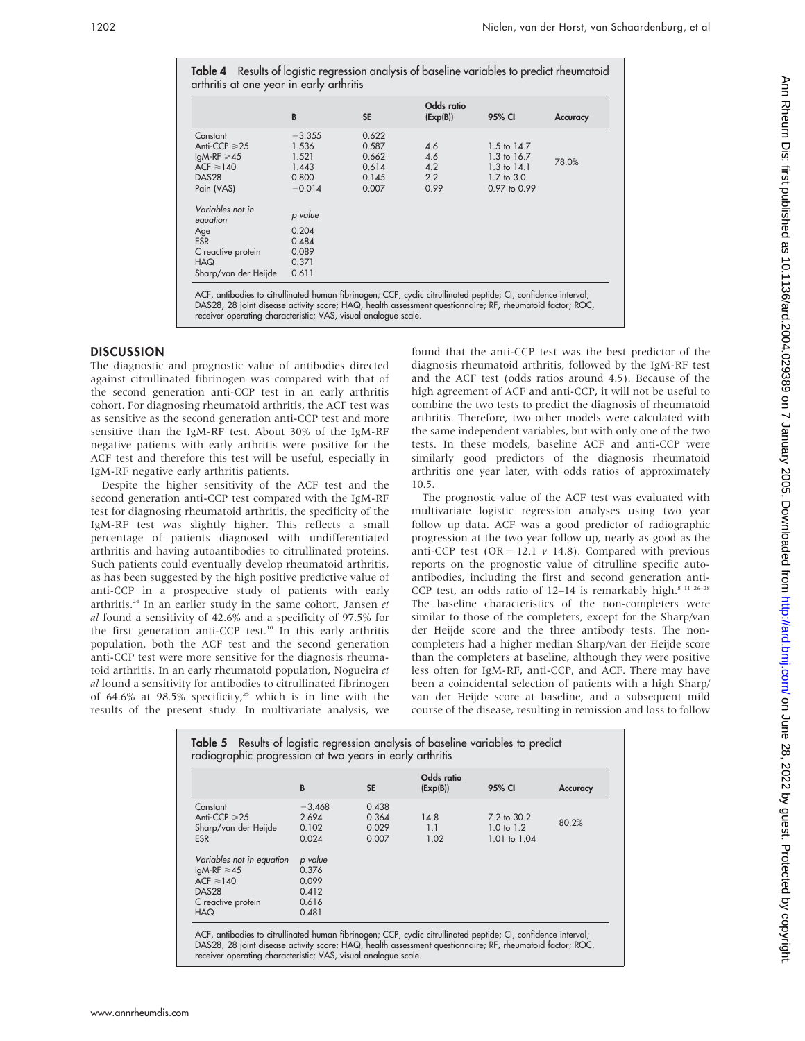**Table 4** Results of logistic regression analysis of baseline variables to predict rheumatoid arthritis at one year in early arthritis

| | B | SE | Odds ratio (Exp(B)) | 95% CI | Accuracy |
|---|---|---|---|---|---|
| Constant | −3.355 | 0.622 | | | |
| Anti-CCP ≥25 | 1.536 | 0.587 | 4.6 | 1.5 to 14.7 | 78.0% |
| IgM-RF ≥45 | 1.521 | 0.662 | 4.6 | 1.3 to 16.7 | |
| ACF ≥140 | 1.443 | 0.614 | 4.2 | 1.3 to 14.1 | |
| DAS28 | 0.800 | 0.145 | 2.2 | 1.7 to 3.0 | |
| Pain (VAS) | −0.014 | 0.007 | 0.99 | 0.97 to 0.99 | |
| *Variables not in equation* | *p value* | | | | |
| Age | 0.204 | | | | |
| ESR | 0.484 | | | | |
| C reactive protein | 0.089 | | | | |
| HAQ | 0.371 | | | | |
| Sharp/van der Heijde | 0.611 | | | | |

ACF, antibodies to citrullinated human fibrinogen; CCP, cyclic citrullinated peptide; CI, confidence interval; DAS28, 28 joint disease activity score; HAQ, health assessment questionnaire; RF, rheumatoid factor; ROC, receiver operating characteristic; VAS, visual analogue scale.

## DISCUSSION

The diagnostic and prognostic value of antibodies directed against citrullinated fibrinogen was compared with that of the second generation anti-CCP test in an early arthritis cohort. For diagnosing rheumatoid arthritis, the ACF test was as sensitive as the second generation anti-CCP test and more sensitive than the IgM-RF test. About 30% of the IgM-RF negative patients with early arthritis were positive for the ACF test and therefore this test will be useful, especially in IgM-RF negative early arthritis patients.

Despite the higher sensitivity of the ACF test and the second generation anti-CCP test compared with the IgM-RF test for diagnosing rheumatoid arthritis, the specificity of the IgM-RF test was slightly higher. This reflects a small percentage of patients diagnosed with undifferentiated arthritis and having autoantibodies to citrullinated proteins. Such patients could eventually develop rheumatoid arthritis, as has been suggested by the high positive predictive value of anti-CCP in a prospective study of patients with early arthritis.[24] In an earlier study in the same cohort, Jansen *et al* found a sensitivity of 42.6% and a specificity of 97.5% for the first generation anti-CCP test.[10] In this early arthritis population, both the ACF test and the second generation anti-CCP test were more sensitive for the diagnosis rheumatoid arthritis. In an early rheumatoid population, Nogueira *et al* found a sensitivity for antibodies to citrullinated fibrinogen of 64.6% at 98.5% specificity,[25] which is in line with the results of the present study. In multivariate analysis, we found that the anti-CCP test was the best predictor of the diagnosis rheumatoid arthritis, followed by the IgM-RF test and the ACF test (odds ratios around 4.5). Because of the high agreement of ACF and anti-CCP, it will not be useful to combine the two tests to predict the diagnosis of rheumatoid arthritis. Therefore, two other models were calculated with the same independent variables, but with only one of the two tests. In these models, baseline ACF and anti-CCP were similarly good predictors of the diagnosis rheumatoid arthritis one year later, with odds ratios of approximately 10.5.

The prognostic value of the ACF test was evaluated with multivariate logistic regression analyses using two year follow up data. ACF was a good predictor of radiographic progression at the two year follow up, nearly as good as the anti-CCP test (OR = 12.1 *v* 14.8). Compared with previous reports on the prognostic value of citrulline specific autoantibodies, including the first and second generation anti-CCP test, an odds ratio of 12–14 is remarkably high.[8 11 26–28] The baseline characteristics of the non-completers were similar to those of the completers, except for the Sharp/van der Heijde score and the three antibody tests. The non-completers had a higher median Sharp/van der Heijde score than the completers at baseline, although they were positive less often for IgM-RF, anti-CCP, and ACF. There may have been a coincidental selection of patients with a high Sharp/van der Heijde score at baseline, and a subsequent mild course of the disease, resulting in remission and loss to follow

**Table 5** Results of logistic regression analysis of baseline variables to predict radiographic progression at two years in early arthritis

| | B | SE | Odds ratio (Exp(B)) | 95% CI | Accuracy |
|---|---|---|---|---|---|
| Constant | −3.468 | 0.438 | | | |
| Anti-CCP ≥25 | 2.694 | 0.364 | 14.8 | 7.2 to 30.2 | 80.2% |
| Sharp/van der Heijde | 0.102 | 0.029 | 1.1 | 1.0 to 1.2 | |
| ESR | 0.024 | 0.007 | 1.02 | 1.01 to 1.04 | |
| *Variables not in equation* | *p value* | | | | |
| IgM-RF ≥45 | 0.376 | | | | |
| ACF ≥140 | 0.099 | | | | |
| DAS28 | 0.412 | | | | |
| C reactive protein | 0.616 | | | | |
| HAQ | 0.481 | | | | |

ACF, antibodies to citrullinated human fibrinogen; CCP, cyclic citrullinated peptide; CI, confidence interval; DAS28, 28 joint disease activity score; HAQ, health assessment questionnaire; RF, rheumatoid factor; ROC, receiver operating characteristic; VAS, visual analogue scale.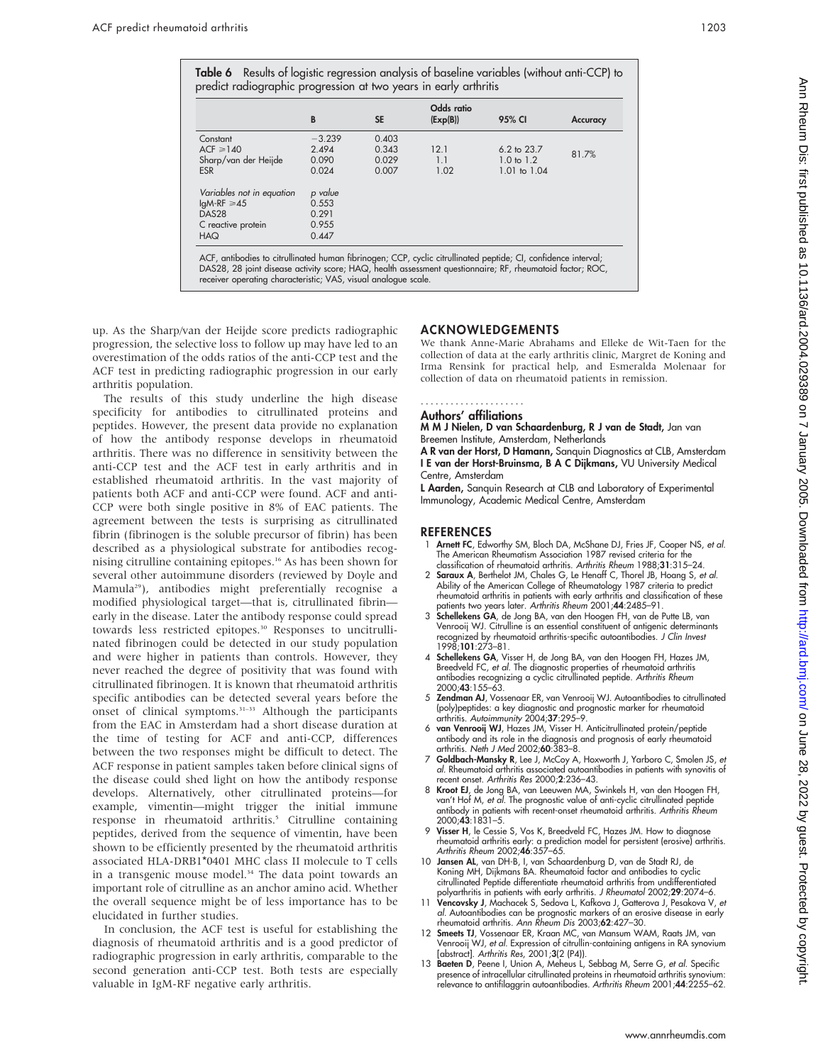**Table 6** Results of logistic regression analysis of baseline variables (without anti-CCP) to predict radiographic progression at two years in early arthritis

| | B | SE | Odds ratio (Exp(B)) | 95% CI | Accuracy |
|---|---|---|---|---|---|
| Constant | −3.239 | 0.403 | | | |
| ACF ⩾140 | 2.494 | 0.343 | 12.1 | 6.2 to 23.7 | 81.7% |
| Sharp/van der Heijde | 0.090 | 0.029 | 1.1 | 1.0 to 1.2 | |
| ESR | 0.024 | 0.007 | 1.02 | 1.01 to 1.04 | |
| *Variables not in equation* | *p value* | | | | |
| IgM-RF ⩾45 | 0.553 | | | | |
| DAS28 | 0.291 | | | | |
| C reactive protein | 0.955 | | | | |
| HAQ | 0.447 | | | | |

ACF, antibodies to citrullinated human fibrinogen; CCP, cyclic citrullinated peptide; CI, confidence interval; DAS28, 28 joint disease activity score; HAQ, health assessment questionnaire; RF, rheumatoid factor; ROC, receiver operating characteristic; VAS, visual analogue scale.

up. As the Sharp/van der Heijde score predicts radiographic progression, the selective loss to follow up may have led to an overestimation of the odds ratios of the anti-CCP test and the ACF test in predicting radiographic progression in our early arthritis population.

The results of this study underline the high disease specificity for antibodies to citrullinated proteins and peptides. However, the present data provide no explanation of how the antibody response develops in rheumatoid arthritis. There was no difference in sensitivity between the anti-CCP test and the ACF test in early arthritis and in established rheumatoid arthritis. In the vast majority of patients both ACF and anti-CCP were found. ACF and anti-CCP were both single positive in 8% of EAC patients. The agreement between the tests is surprising as citrullinated fibrin (fibrinogen is the soluble precursor of fibrin) has been described as a physiological substrate for antibodies recognising citrulline containing epitopes.[16] As has been shown for several other autoimmune disorders (reviewed by Doyle and Mamula[29]), antibodies might preferentially recognise a modified physiological target—that is, citrullinated fibrin—early in the disease. Later the antibody response could spread towards less restricted epitopes.[30] Responses to uncitrullinated fibrinogen could be detected in our study population and were higher in patients than controls. However, they never reached the degree of positivity that was found with citrullinated fibrinogen. It is known that rheumatoid arthritis specific antibodies can be detected several years before the onset of clinical symptoms.[31–33] Although the participants from the EAC in Amsterdam had a short disease duration at the time of testing for ACF and anti-CCP, differences between the two responses might be difficult to detect. The ACF response in patient samples taken before clinical signs of the disease could shed light on how the antibody response develops. Alternatively, other citrullinated proteins—for example, vimentin—might trigger the initial immune response in rheumatoid arthritis.[5] Citrulline containing peptides, derived from the sequence of vimentin, have been shown to be efficiently presented by the rheumatoid arthritis associated HLA-DRB1*0401 MHC class II molecule to T cells in a transgenic mouse model.[34] The data point towards an important role of citrulline as an anchor amino acid. Whether the overall sequence might be of less importance has to be elucidated in further studies.

In conclusion, the ACF test is useful for establishing the diagnosis of rheumatoid arthritis and is a good predictor of radiographic progression in early arthritis, comparable to the second generation anti-CCP test. Both tests are especially valuable in IgM-RF negative early arthritis.

## ACKNOWLEDGEMENTS

We thank Anne-Marie Abrahams and Elleke de Wit-Taen for the collection of data at the early arthritis clinic, Margret de Koning and Irma Rensink for practical help, and Esmeralda Molenaar for collection of data on rheumatoid patients in remission.

### Authors' affiliations

**M M J Nielen, D van Schaardenburg, R J van de Stadt,** Jan van Breemen Institute, Amsterdam, Netherlands

**A R van der Horst, D Hamann,** Sanquin Diagnostics at CLB, Amsterdam

**I E van der Horst-Bruinsma, B A C Dijkmans,** VU University Medical Centre, Amsterdam

**L Aarden,** Sanquin Research at CLB and Laboratory of Experimental Immunology, Academic Medical Centre, Amsterdam

## REFERENCES

1. **Arnett FC**, Edworthy SM, Bloch DA, McShane DJ, Fries JF, Cooper NS, *et al.* The American Rheumatism Association 1987 revised criteria for the classification of rheumatoid arthritis. *Arthritis Rheum* 1988;**31**:315–24.
2. **Saraux A**, Berthelot JM, Chales G, Le Henaff C, Thorel JB, Hoang S, *et al.* Ability of the American College of Rheumatology 1987 criteria to predict rheumatoid arthritis in patients with early arthritis and classification of these patients two years later. *Arthritis Rheum* 2001;**44**:2485–91.
3. **Schellekens GA**, de Jong BA, van den Hoogen FH, van de Putte LB, van Venrooij WJ. Citrulline is an essential constituent of antigenic determinants recognized by rheumatoid arthritis-specific autoantibodies. *J Clin Invest* 1998;**101**:273–81.
4. **Schellekens GA**, Visser H, de Jong BA, van den Hoogen FH, Hazes JM, Breedveld FC, *et al.* The diagnostic properties of rheumatoid arthritis antibodies recognizing a cyclic citrullinated peptide. *Arthritis Rheum* 2000;**43**:155–63.
5. **Zendman AJ**, Vossenaar ER, van Venrooij WJ. Autoantibodies to citrullinated (poly)peptides: a key diagnostic and prognostic marker for rheumatoid arthritis. *Autoimmunity* 2004;**37**:295–9.
6. **van Venrooij WJ**, Hazes JM, Visser H. Anticitrullinated protein/peptide antibody and its role in the diagnosis and prognosis of early rheumatoid arthritis. *Neth J Med* 2002;**60**:383–8.
7. **Goldbach-Mansky R**, Lee J, McCoy A, Hoxworth J, Yarboro C, Smolen JS, *et al.* Rheumatoid arthritis associated autoantibodies in patients with synovitis of recent onset. *Arthritis Res* 2000;**2**:236–43.
8. **Kroot EJ**, de Jong BA, van Leeuwen MA, Swinkels H, van den Hoogen FH, van't Hof M, *et al.* The prognostic value of anti-cyclic citrullinated peptide antibody in patients with recent-onset rheumatoid arthritis. *Arthritis Rheum* 2000;**43**:1831–5.
9. **Visser H**, le Cessie S, Vos K, Breedveld FC, Hazes JM. How to diagnose rheumatoid arthritis early: a prediction model for persistent (erosive) arthritis. *Arthritis Rheum* 2002;**46**:357–65.
10. **Jansen AL**, van DH-B, I, van Schaardenburg D, van de Stadt RJ, de Koning MH, Dijkmans BA. Rheumatoid factor and antibodies to cyclic citrullinated Peptide differentiate rheumatoid arthritis from undifferentiated polyarthritis in patients with early arthritis. *J Rheumatol* 2002;**29**:2074–6.
11. **Vencovsky J**, Machacek S, Sedova L, Kafkova J, Gatterova J, Pesakova V, *et al.* Autoantibodies can be prognostic markers of an erosive disease in early rheumatoid arthritis. *Ann Rheum Dis* 2003;**62**:427–30.
12. **Smeets TJ**, Vossenaar ER, Kraan MC, van Mansum WAM, Raats JM, van Venrooij WJ, *et al.* Expression of citrullin-containing antigens in RA synovium [abstract]. *Arthritis Res*, 2001;**3**(2 (P4)).
13. **Baeten D**, Peene I, Union A, Meheus L, Sebbag M, Serre G, *et al.* Specific presence of intracellular citrullinated proteins in rheumatoid arthritis synovium: relevance to antifilaggrin autoantibodies. *Arthritis Rheum* 2001;**44**:2255–62.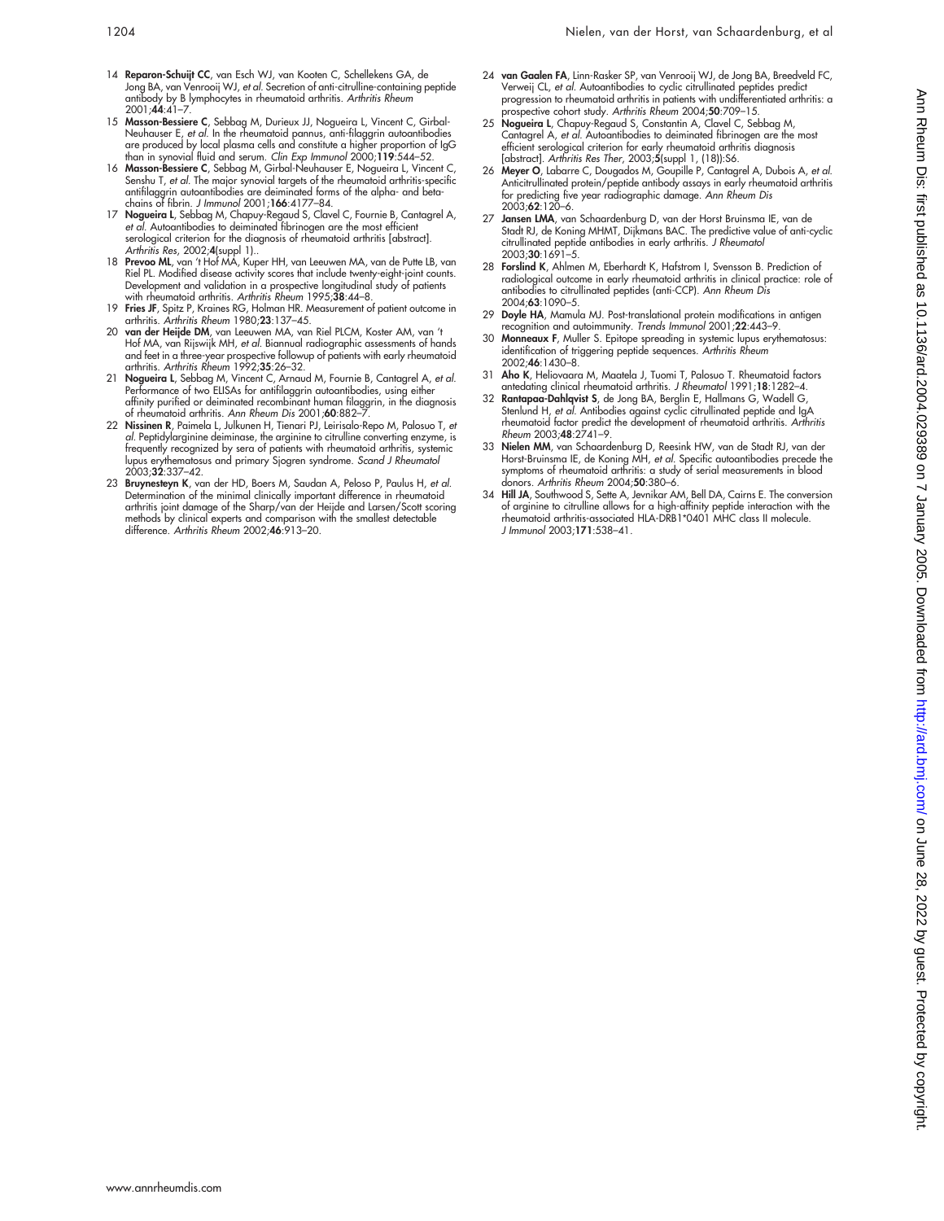14 **Reparon-Schuijt CC**, van Esch WJ, van Kooten C, Schellekens GA, de Jong BA, van Venrooij WJ, *et al*. Secretion of anti-citrulline-containing peptide antibody by B lymphocytes in rheumatoid arthritis. *Arthritis Rheum* 2001;**44**:41–7.

15 **Masson-Bessiere C**, Sebbag M, Durieux JJ, Nogueira L, Vincent C, Girbal-Neuhauser E, *et al*. In the rheumatoid pannus, anti-filaggrin autoantibodies are produced by local plasma cells and constitute a higher proportion of IgG than in synovial fluid and serum. *Clin Exp Immunol* 2000;**119**:544–52.

16 **Masson-Bessiere C**, Sebbag M, Girbal-Neuhauser E, Nogueira L, Vincent C, Senshu T, *et al*. The major synovial targets of the rheumatoid arthritis-specific antifilaggrin autoantibodies are deiminated forms of the alpha- and beta-chains of fibrin. *J Immunol* 2001;**166**:4177–84.

17 **Nogueira L**, Sebbag M, Chapuy-Regaud S, Clavel C, Fournie B, Cantagrel A, *et al*. Autoantibodies to deiminated fibrinogen are the most efficient serological criterion for the diagnosis of rheumatoid arthritis [abstract]. *Arthritis Res*, 2002;**4**(suppl 1)..

18 **Prevoo ML**, van 't Hof MA, Kuper HH, van Leeuwen MA, van de Putte LB, van Riel PL. Modified disease activity scores that include twenty-eight-joint counts. Development and validation in a prospective longitudinal study of patients with rheumatoid arthritis. *Arthritis Rheum* 1995;**38**:44–8.

19 **Fries JF**, Spitz P, Kraines RG, Holman HR. Measurement of patient outcome in arthritis. *Arthritis Rheum* 1980;**23**:137–45.

20 **van der Heijde DM**, van Leeuwen MA, van Riel PLCM, Koster AM, van 't Hof MA, van Rijswijk MH, *et al*. Biannual radiographic assessments of hands and feet in a three-year prospective followup of patients with early rheumatoid arthritis. *Arthritis Rheum* 1992;**35**:26–32.

21 **Nogueira L**, Sebbag M, Vincent C, Arnaud M, Fournie B, Cantagrel A, *et al*. Performance of two ELISAs for antifilaggrin autoantibodies, using either affinity purified or deiminated recombinant human filaggrin, in the diagnosis of rheumatoid arthritis. *Ann Rheum Dis* 2001;**60**:882–7.

22 **Nissinen R**, Paimela L, Julkunen H, Tienari PJ, Leirisalo-Repo M, Palosuo T, *et al*. Peptidylarginine deiminase, the arginine to citrulline converting enzyme, is frequently recognized by sera of patients with rheumatoid arthritis, systemic lupus erythematosus and primary Sjogren syndrome. *Scand J Rheumatol* 2003;**32**:337–42.

23 **Bruynesteyn K**, van der HD, Boers M, Saudan A, Peloso P, Paulus H, *et al*. Determination of the minimal clinically important difference in rheumatoid arthritis joint damage of the Sharp/van der Heijde and Larsen/Scott scoring methods by clinical experts and comparison with the smallest detectable difference. *Arthritis Rheum* 2002;**46**:913–20.

24 **van Gaalen FA**, Linn-Rasker SP, van Venrooij WJ, de Jong BA, Breedveld FC, Verweij CL, *et al*. Autoantibodies to cyclic citrullinated peptides predict progression to rheumatoid arthritis in patients with undifferentiated arthritis: a prospective cohort study. *Arthritis Rheum* 2004;**50**:709–15.

25 **Nogueira L**, Chapuy-Regaud S, Constantin A, Clavel C, Sebbag M, Cantagrel A, *et al*. Autoantibodies to deiminated fibrinogen are the most efficient serological criterion for early rheumatoid arthritis diagnosis [abstract]. *Arthritis Res Ther*, 2003;**5**(suppl 1, (18)):S6.

26 **Meyer O**, Labarre C, Dougados M, Goupille P, Cantagrel A, Dubois A, *et al*. Anticitrullinated protein/peptide antibody assays in early rheumatoid arthritis for predicting five year radiographic damage. *Ann Rheum Dis* 2003;**62**:120–6.

27 **Jansen LMA**, van Schaardenburg D, van der Horst Bruinsma IE, van de Stadt RJ, de Koning MHMT, Dijkmans BAC. The predictive value of anti-cyclic citrullinated peptide antibodies in early arthritis. *J Rheumatol* 2003;**30**:1691–5.

28 **Forslind K**, Ahlmen M, Eberhardt K, Hafstrom I, Svensson B. Prediction of radiological outcome in early rheumatoid arthritis in clinical practice: role of antibodies to citrullinated peptides (anti-CCP). *Ann Rheum Dis* 2004;**63**:1090–5.

29 **Doyle HA**, Mamula MJ. Post-translational protein modifications in antigen recognition and autoimmunity. *Trends Immunol* 2001;**22**:443–9.

30 **Monneaux F**, Muller S. Epitope spreading in systemic lupus erythematosus: identification of triggering peptide sequences. *Arthritis Rheum* 2002;**46**:1430–8.

31 **Aho K**, Heliovaara M, Maatela J, Tuomi T, Palosuo T. Rheumatoid factors antedating clinical rheumatoid arthritis. *J Rheumatol* 1991;**18**:1282–4.

32 **Rantapaa-Dahlqvist S**, de Jong BA, Berglin E, Hallmans G, Wadell G, Stenlund H, *et al*. Antibodies against cyclic citrullinated peptide and IgA rheumatoid factor predict the development of rheumatoid arthritis. *Arthritis Rheum* 2003;**48**:2741–9.

33 **Nielen MM**, van Schaardenburg D, Reesink HW, van de Stadt RJ, van der Horst-Bruinsma IE, de Koning MH, *et al*. Specific autoantibodies precede the symptoms of rheumatoid arthritis: a study of serial measurements in blood donors. *Arthritis Rheum* 2004;**50**:380–6.

34 **Hill JA**, Southwood S, Sette A, Jevnikar AM, Bell DA, Cairns E. The conversion of arginine to citrulline allows for a high-affinity peptide interaction with the rheumatoid arthritis-associated HLA-DRB1*0401 MHC class II molecule. *J Immunol* 2003;**171**:538–41.